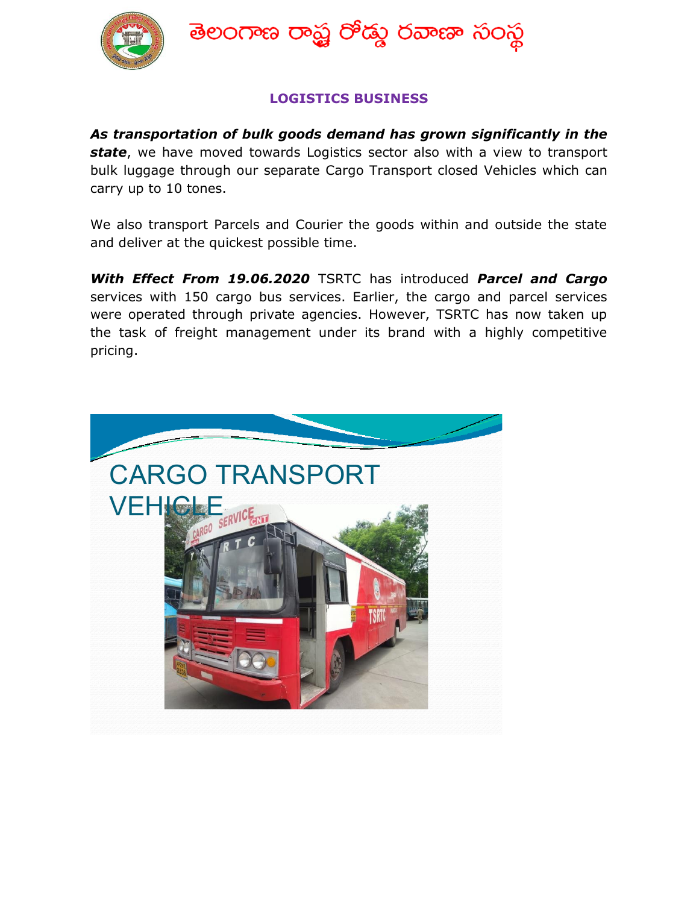తెలంగాణ రాష్ట్ర రోడ్డు రవాణా సంస్థ

## LOGISTICS BUSINESS

***As transportation of bulk goods demand has grown significantly in the state***, we have moved towards Logistics sector also with a view to transport bulk luggage through our separate Cargo Transport closed Vehicles which can carry up to 10 tones.

We also transport Parcels and Courier the goods within and outside the state and deliver at the quickest possible time.

***With Effect From 19.06.2020*** TSRTC has introduced ***Parcel and Cargo*** services with 150 cargo bus services. Earlier, the cargo and parcel services were operated through private agencies. However, TSRTC has now taken up the task of freight management under its brand with a highly competitive pricing.

CARGO TRANSPORT VEHICLE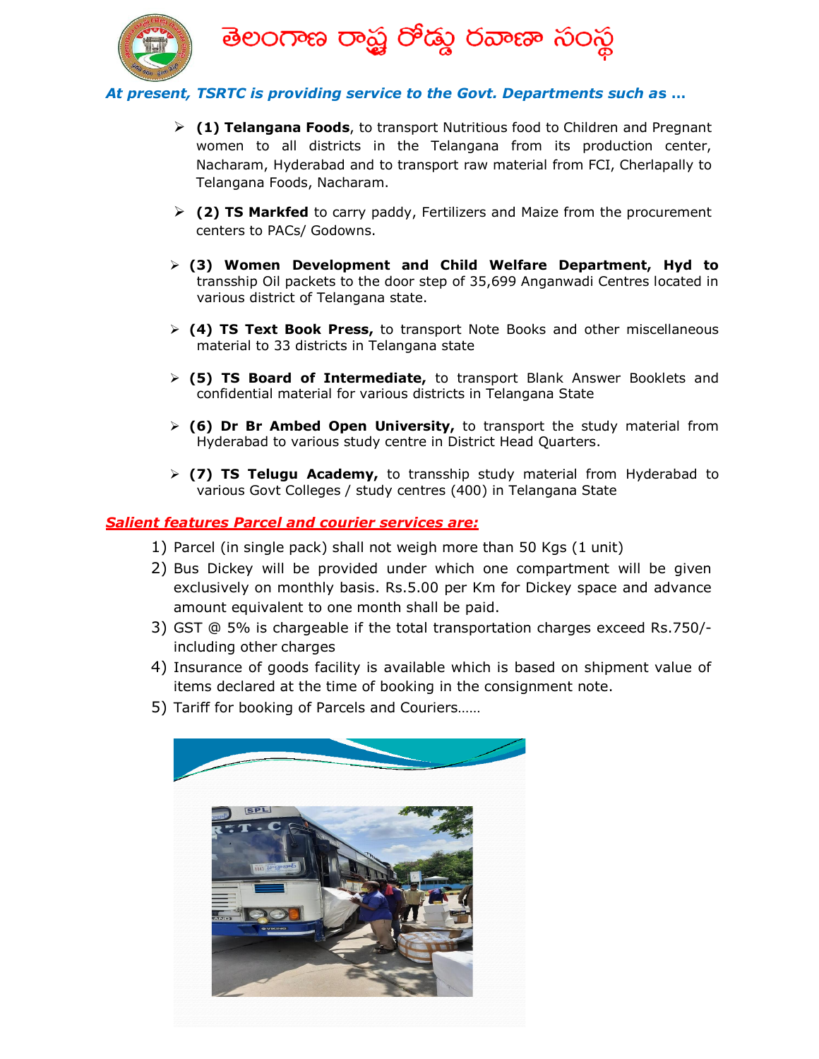# తెలంగాణ రాష్ట్ర రోడ్డు రవాణా సంస్థ

***At present, TSRTC is providing service to the Govt. Departments such as …***

- **(1) Telangana Foods**, to transport Nutritious food to Children and Pregnant women to all districts in the Telangana from its production center, Nacharam, Hyderabad and to transport raw material from FCI, Cherlapally to Telangana Foods, Nacharam.
- **(2) TS Markfed** to carry paddy, Fertilizers and Maize from the procurement centers to PACs/ Godowns.
- **(3) Women Development and Child Welfare Department, Hyd to** transship Oil packets to the door step of 35,699 Anganwadi Centres located in various district of Telangana state.
- **(4) TS Text Book Press,** to transport Note Books and other miscellaneous material to 33 districts in Telangana state
- **(5) TS Board of Intermediate,** to transport Blank Answer Booklets and confidential material for various districts in Telangana State
- **(6) Dr Br Ambed Open University,** to transport the study material from Hyderabad to various study centre in District Head Quarters.
- **(7) TS Telugu Academy,** to transship study material from Hyderabad to various Govt Colleges / study centres (400) in Telangana State

***Salient features Parcel and courier services are:***

1) Parcel (in single pack) shall not weigh more than 50 Kgs (1 unit)
2) Bus Dickey will be provided under which one compartment will be given exclusively on monthly basis. Rs.5.00 per Km for Dickey space and advance amount equivalent to one month shall be paid.
3) GST @ 5% is chargeable if the total transportation charges exceed Rs.750/- including other charges
4) Insurance of goods facility is available which is based on shipment value of items declared at the time of booking in the consignment note.
5) Tariff for booking of Parcels and Couriers……